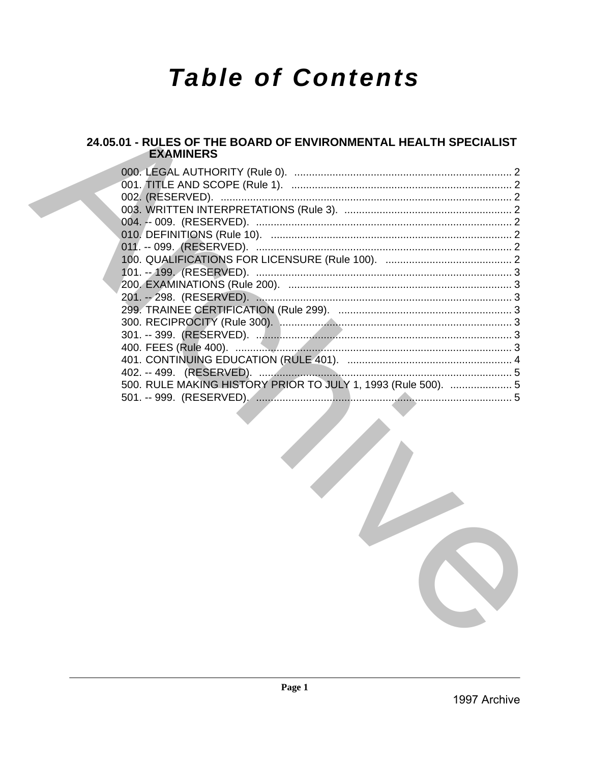# Table of Contents

## 24.05.01 - RULES OF THE BOARD OF ENVIRONMENTAL HEALTH SPECIALIST EXAMINERS

000. LEGAL AUTHORITY (Rule 0). .......................................................................... 2
001. TITLE AND SCOPE (Rule 1). .......................................................................... 2
002. (RESERVED). .................................................................................................. 2
003. WRITTEN INTERPRETATIONS (Rule 3). ......................................................... 2
004. -- 009. (RESERVED). ....................................................................................... 2
010. DEFINITIONS (Rule 10). .................................................................................. 2
011. -- 099. (RESERVED). ....................................................................................... 2
100. QUALIFICATIONS FOR LICENSURE (Rule 100). ........................................... 2
101. -- 199. (RESERVED). ....................................................................................... 3
200. EXAMINATIONS (Rule 200). ............................................................................ 3
201. -- 298. (RESERVED). ....................................................................................... 3
299. TRAINEE CERTIFICATION (Rule 299). ........................................................... 3
300. RECIPROCITY (Rule 300). ............................................................................... 3
301. -- 399. (RESERVED). ....................................................................................... 3
400. FEES (Rule 400). .............................................................................................. 3
401. CONTINUING EDUCATION (RULE 401). ........................................................ 4
402. -- 499. (RESERVED). ....................................................................................... 5
500. RULE MAKING HISTORY PRIOR TO JULY 1, 1993 (Rule 500). ..................... 5
501. -- 999. (RESERVED). ....................................................................................... 5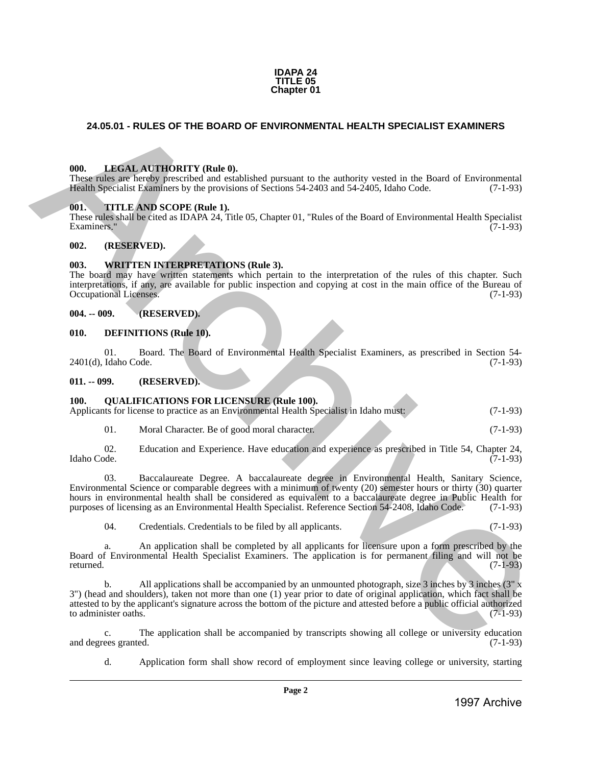**IDAPA 24**
**TITLE 05**
**Chapter 01**

## 24.05.01 - RULES OF THE BOARD OF ENVIRONMENTAL HEALTH SPECIALIST EXAMINERS

### 000. LEGAL AUTHORITY (Rule 0).

These rules are hereby prescribed and established pursuant to the authority vested in the Board of Environmental Health Specialist Examiners by the provisions of Sections 54-2403 and 54-2405, Idaho Code. (7-1-93)

### 001. TITLE AND SCOPE (Rule 1).

These rules shall be cited as IDAPA 24, Title 05, Chapter 01, "Rules of the Board of Environmental Health Specialist Examiners." (7-1-93)

### 002. (RESERVED).

### 003. WRITTEN INTERPRETATIONS (Rule 3).

The board may have written statements which pertain to the interpretation of the rules of this chapter. Such interpretations, if any, are available for public inspection and copying at cost in the main office of the Bureau of Occupational Licenses. (7-1-93)

### 004. -- 009. (RESERVED).

### 010. DEFINITIONS (Rule 10).

01. Board. The Board of Environmental Health Specialist Examiners, as prescribed in Section 54-2401(d), Idaho Code. (7-1-93)

### 011. -- 099. (RESERVED).

### 100. QUALIFICATIONS FOR LICENSURE (Rule 100).

Applicants for license to practice as an Environmental Health Specialist in Idaho must: (7-1-93)

01. Moral Character. Be of good moral character. (7-1-93)

02. Education and Experience. Have education and experience as prescribed in Title 54, Chapter 24, Idaho Code. (7-1-93)

03. Baccalaureate Degree. A baccalaureate degree in Environmental Health, Sanitary Science, Environmental Science or comparable degrees with a minimum of twenty (20) semester hours or thirty (30) quarter hours in environmental health shall be considered as equivalent to a baccalaureate degree in Public Health for purposes of licensing as an Environmental Health Specialist. Reference Section 54-2408, Idaho Code. (7-1-93)

04. Credentials. Credentials to be filed by all applicants. (7-1-93)

a. An application shall be completed by all applicants for licensure upon a form prescribed by the Board of Environmental Health Specialist Examiners. The application is for permanent filing and will not be returned. (7-1-93)

b. All applications shall be accompanied by an unmounted photograph, size 3 inches by 3 inches (3" x 3") (head and shoulders), taken not more than one (1) year prior to date of original application, which fact shall be attested to by the applicant's signature across the bottom of the picture and attested before a public official authorized to administer oaths. (7-1-93)

c. The application shall be accompanied by transcripts showing all college or university education and degrees granted. (7-1-93)

d. Application form shall show record of employment since leaving college or university, starting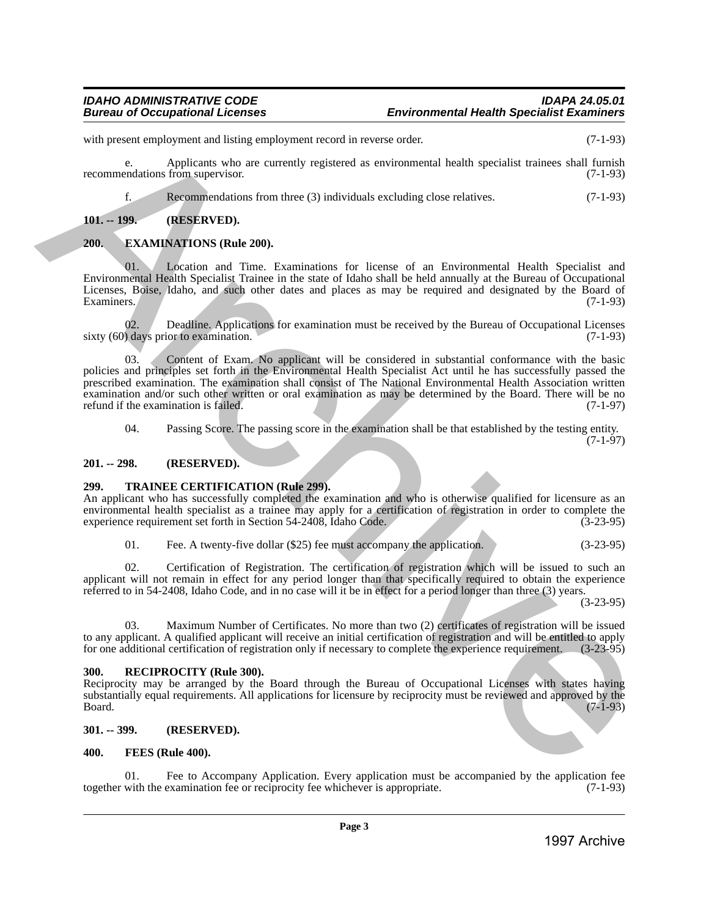with present employment and listing employment record in reverse order. (7-1-93)

e. Applicants who are currently registered as environmental health specialist trainees shall furnish recommendations from supervisor. (7-1-93)

f. Recommendations from three (3) individuals excluding close relatives. (7-1-93)

**101. -- 199. (RESERVED).**

**200. EXAMINATIONS (Rule 200).**

01. Location and Time. Examinations for license of an Environmental Health Specialist and Environmental Health Specialist Trainee in the state of Idaho shall be held annually at the Bureau of Occupational Licenses, Boise, Idaho, and such other dates and places as may be required and designated by the Board of Examiners. (7-1-93)

02. Deadline. Applications for examination must be received by the Bureau of Occupational Licenses sixty (60) days prior to examination. (7-1-93)

03. Content of Exam. No applicant will be considered in substantial conformance with the basic policies and principles set forth in the Environmental Health Specialist Act until he has successfully passed the prescribed examination. The examination shall consist of The National Environmental Health Association written examination and/or such other written or oral examination as may be determined by the Board. There will be no refund if the examination is failed. (7-1-97)

04. Passing Score. The passing score in the examination shall be that established by the testing entity. (7-1-97)

**201. -- 298. (RESERVED).**

**299. TRAINEE CERTIFICATION (Rule 299).**

An applicant who has successfully completed the examination and who is otherwise qualified for licensure as an environmental health specialist as a trainee may apply for a certification of registration in order to complete the experience requirement set forth in Section 54-2408, Idaho Code. (3-23-95)

01. Fee. A twenty-five dollar ($25) fee must accompany the application. (3-23-95)

02. Certification of Registration. The certification of registration which will be issued to such an applicant will not remain in effect for any period longer than that specifically required to obtain the experience referred to in 54-2408, Idaho Code, and in no case will it be in effect for a period longer than three (3) years. (3-23-95)

03. Maximum Number of Certificates. No more than two (2) certificates of registration will be issued to any applicant. A qualified applicant will receive an initial certification of registration and will be entitled to apply for one additional certification of registration only if necessary to complete the experience requirement. (3-23-95)

**300. RECIPROCITY (Rule 300).**

Reciprocity may be arranged by the Board through the Bureau of Occupational Licenses with states having substantially equal requirements. All applications for licensure by reciprocity must be reviewed and approved by the Board. (7-1-93)

**301. -- 399. (RESERVED).**

**400. FEES (Rule 400).**

01. Fee to Accompany Application. Every application must be accompanied by the application fee together with the examination fee or reciprocity fee whichever is appropriate. (7-1-93)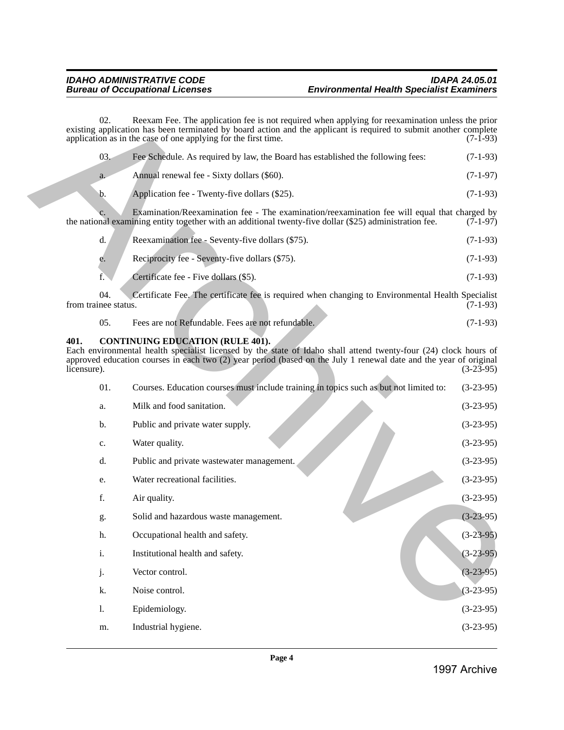02. Reexam Fee. The application fee is not required when applying for reexamination unless the prior existing application has been terminated by board action and the applicant is required to submit another complete application as in the case of one applying for the first time. (7-1-93)

03. Fee Schedule. As required by law, the Board has established the following fees: (7-1-93)

a. Annual renewal fee - Sixty dollars ($60). (7-1-97)

b. Application fee - Twenty-five dollars ($25). (7-1-93)

c. Examination/Reexamination fee - The examination/reexamination fee will equal that charged by the national examining entity together with an additional twenty-five dollar ($25) administration fee. (7-1-97)

d. Reexamination fee - Seventy-five dollars ($75). (7-1-93)

e. Reciprocity fee - Seventy-five dollars ($75). (7-1-93)

f. Certificate fee - Five dollars ($5). (7-1-93)

04. Certificate Fee. The certificate fee is required when changing to Environmental Health Specialist from trainee status. (7-1-93)

05. Fees are not Refundable. Fees are not refundable. (7-1-93)

**401. CONTINUING EDUCATION (RULE 401).**

Each environmental health specialist licensed by the state of Idaho shall attend twenty-four (24) clock hours of approved education courses in each two (2) year period (based on the July 1 renewal date and the year of original licensure). (3-23-95)

01. Courses. Education courses must include training in topics such as but not limited to: (3-23-95)

a. Milk and food sanitation. (3-23-95)

b. Public and private water supply. (3-23-95)

c. Water quality. (3-23-95)

d. Public and private wastewater management. (3-23-95)

e. Water recreational facilities. (3-23-95)

f. Air quality. (3-23-95)

g. Solid and hazardous waste management. (3-23-95)

h. Occupational health and safety. (3-23-95)

i. Institutional health and safety. (3-23-95)

j. Vector control. (3-23-95)

k. Noise control. (3-23-95)

l. Epidemiology. (3-23-95)

m. Industrial hygiene. (3-23-95)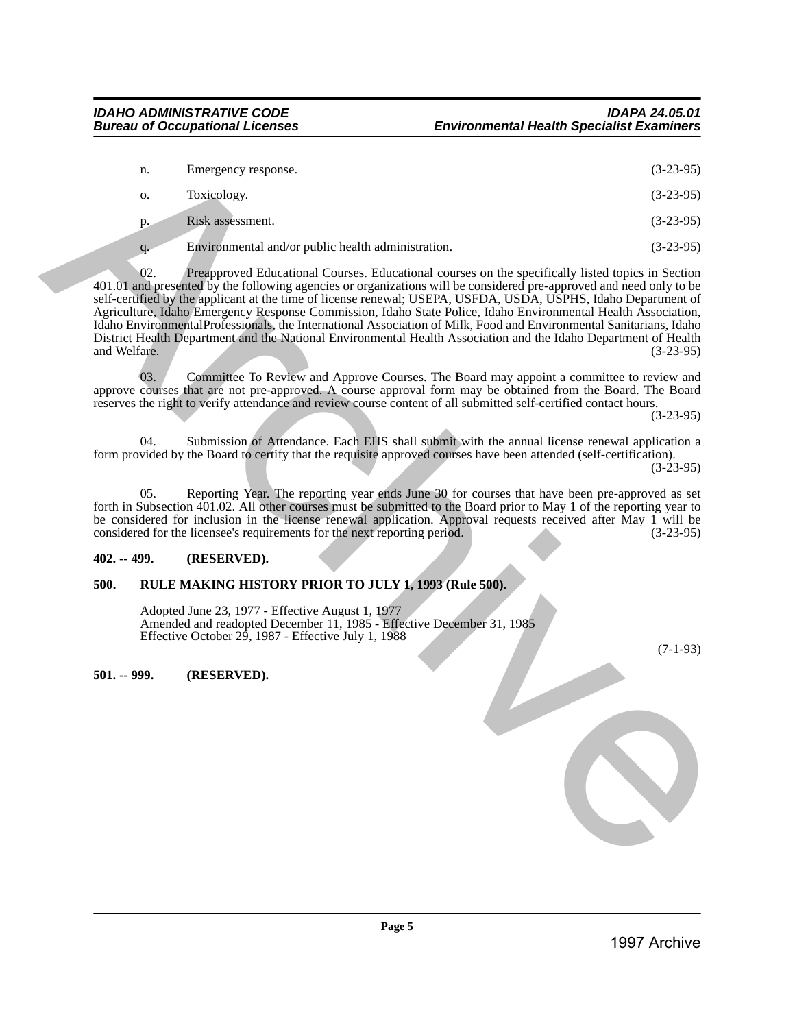n. Emergency response. (3-23-95)

o. Toxicology. (3-23-95)

p. Risk assessment. (3-23-95)

q. Environmental and/or public health administration. (3-23-95)

02. Preapproved Educational Courses. Educational courses on the specifically listed topics in Section 401.01 and presented by the following agencies or organizations will be considered pre-approved and need only to be self-certified by the applicant at the time of license renewal; USEPA, USFDA, USDA, USPHS, Idaho Department of Agriculture, Idaho Emergency Response Commission, Idaho State Police, Idaho Environmental Health Association, Idaho EnvironmentalProfessionals, the International Association of Milk, Food and Environmental Sanitarians, Idaho District Health Department and the National Environmental Health Association and the Idaho Department of Health and Welfare. (3-23-95)

03. Committee To Review and Approve Courses. The Board may appoint a committee to review and approve courses that are not pre-approved. A course approval form may be obtained from the Board. The Board reserves the right to verify attendance and review course content of all submitted self-certified contact hours. (3-23-95)

04. Submission of Attendance. Each EHS shall submit with the annual license renewal application a form provided by the Board to certify that the requisite approved courses have been attended (self-certification). (3-23-95)

05. Reporting Year. The reporting year ends June 30 for courses that have been pre-approved as set forth in Subsection 401.02. All other courses must be submitted to the Board prior to May 1 of the reporting year to be considered for inclusion in the license renewal application. Approval requests received after May 1 will be considered for the licensee's requirements for the next reporting period. (3-23-95)

**402. -- 499. (RESERVED).**

**500. RULE MAKING HISTORY PRIOR TO JULY 1, 1993 (Rule 500).**

Adopted June 23, 1977 - Effective August 1, 1977
Amended and readopted December 11, 1985 - Effective December 31, 1985
Effective October 29, 1987 - Effective July 1, 1988

(7-1-93)

**501. -- 999. (RESERVED).**